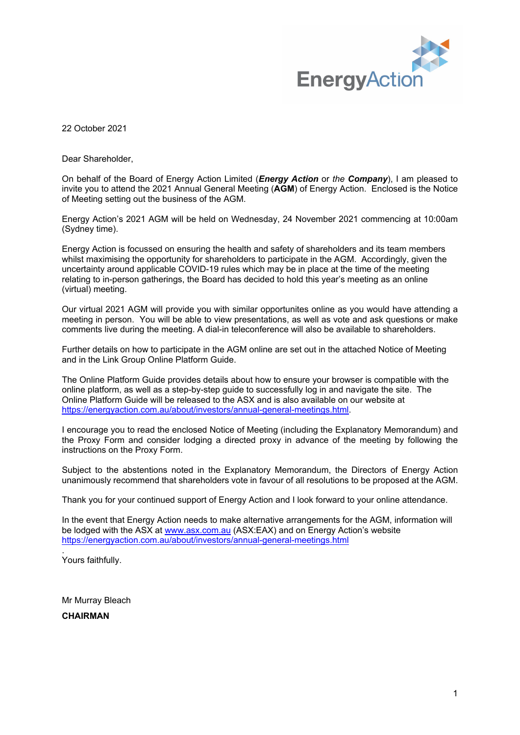22 October 2021

Dear Shareholder,

On behalf of the Board of Energy Action Limited (***Energy Action*** or *the* ***Company***), I am pleased to invite you to attend the 2021 Annual General Meeting (**AGM**) of Energy Action. Enclosed is the Notice of Meeting setting out the business of the AGM.

Energy Action's 2021 AGM will be held on Wednesday, 24 November 2021 commencing at 10:00am (Sydney time).

Energy Action is focussed on ensuring the health and safety of shareholders and its team members whilst maximising the opportunity for shareholders to participate in the AGM. Accordingly, given the uncertainty around applicable COVID-19 rules which may be in place at the time of the meeting relating to in-person gatherings, the Board has decided to hold this year's meeting as an online (virtual) meeting.

Our virtual 2021 AGM will provide you with similar opportunites online as you would have attending a meeting in person. You will be able to view presentations, as well as vote and ask questions or make comments live during the meeting. A dial-in teleconference will also be available to shareholders.

Further details on how to participate in the AGM online are set out in the attached Notice of Meeting and in the Link Group Online Platform Guide.

The Online Platform Guide provides details about how to ensure your browser is compatible with the online platform, as well as a step-by-step guide to successfully log in and navigate the site. The Online Platform Guide will be released to the ASX and is also available on our website at https://energyaction.com.au/about/investors/annual-general-meetings.html.

I encourage you to read the enclosed Notice of Meeting (including the Explanatory Memorandum) and the Proxy Form and consider lodging a directed proxy in advance of the meeting by following the instructions on the Proxy Form.

Subject to the abstentions noted in the Explanatory Memorandum, the Directors of Energy Action unanimously recommend that shareholders vote in favour of all resolutions to be proposed at the AGM.

Thank you for your continued support of Energy Action and I look forward to your online attendance.

In the event that Energy Action needs to make alternative arrangements for the AGM, information will be lodged with the ASX at www.asx.com.au (ASX:EAX) and on Energy Action's website https://energyaction.com.au/about/investors/annual-general-meetings.html
.

Yours faithfully.

Mr Murray Bleach

**CHAIRMAN**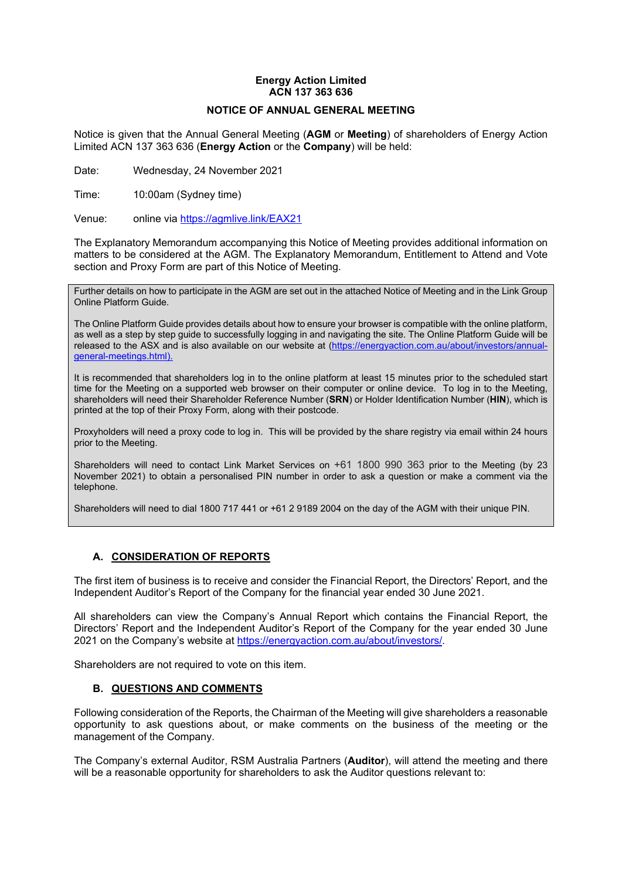**Energy Action Limited**
**ACN 137 363 636**

**NOTICE OF ANNUAL GENERAL MEETING**

Notice is given that the Annual General Meeting (**AGM** or **Meeting**) of shareholders of Energy Action Limited ACN 137 363 636 (**Energy Action** or the **Company**) will be held:

Date: Wednesday, 24 November 2021

Time: 10:00am (Sydney time)

Venue: online via https://agmlive.link/EAX21

The Explanatory Memorandum accompanying this Notice of Meeting provides additional information on matters to be considered at the AGM. The Explanatory Memorandum, Entitlement to Attend and Vote section and Proxy Form are part of this Notice of Meeting.

> Further details on how to participate in the AGM are set out in the attached Notice of Meeting and in the Link Group Online Platform Guide.
>
> The Online Platform Guide provides details about how to ensure your browser is compatible with the online platform, as well as a step by step guide to successfully logging in and navigating the site. The Online Platform Guide will be released to the ASX and is also available on our website at (https://energyaction.com.au/about/investors/annual-general-meetings.html).
>
> It is recommended that shareholders log in to the online platform at least 15 minutes prior to the scheduled start time for the Meeting on a supported web browser on their computer or online device. To log in to the Meeting, shareholders will need their Shareholder Reference Number (**SRN**) or Holder Identification Number (**HIN**), which is printed at the top of their Proxy Form, along with their postcode.
>
> Proxyholders will need a proxy code to log in. This will be provided by the share registry via email within 24 hours prior to the Meeting.
>
> Shareholders will need to contact Link Market Services on +61 1800 990 363 prior to the Meeting (by 23 November 2021) to obtain a personalised PIN number in order to ask a question or make a comment via the telephone.
>
> Shareholders will need to dial 1800 717 441 or +61 2 9189 2004 on the day of the AGM with their unique PIN.

## A. CONSIDERATION OF REPORTS

The first item of business is to receive and consider the Financial Report, the Directors' Report, and the Independent Auditor's Report of the Company for the financial year ended 30 June 2021.

All shareholders can view the Company's Annual Report which contains the Financial Report, the Directors' Report and the Independent Auditor's Report of the Company for the year ended 30 June 2021 on the Company's website at https://energyaction.com.au/about/investors/.

Shareholders are not required to vote on this item.

## B. QUESTIONS AND COMMENTS

Following consideration of the Reports, the Chairman of the Meeting will give shareholders a reasonable opportunity to ask questions about, or make comments on the business of the meeting or the management of the Company.

The Company's external Auditor, RSM Australia Partners (**Auditor**), will attend the meeting and there will be a reasonable opportunity for shareholders to ask the Auditor questions relevant to: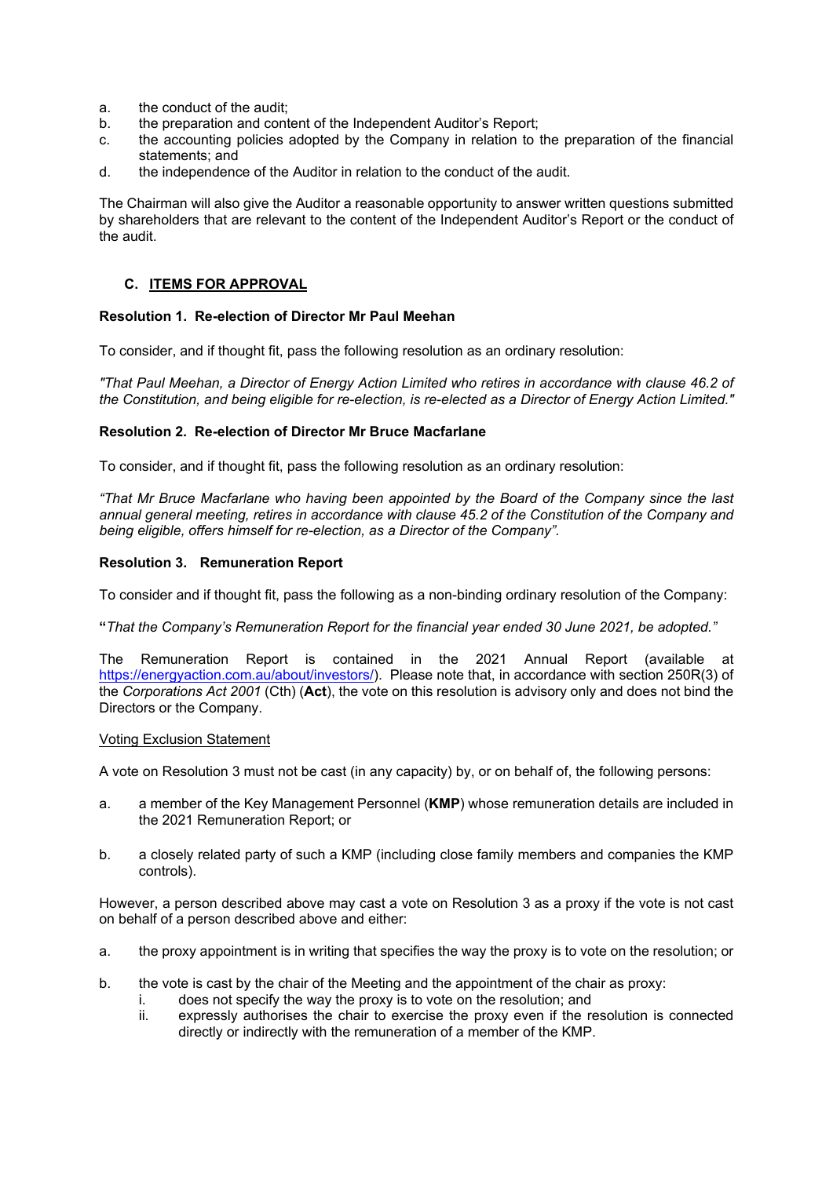a. the conduct of the audit;
b. the preparation and content of the Independent Auditor's Report;
c. the accounting policies adopted by the Company in relation to the preparation of the financial statements; and
d. the independence of the Auditor in relation to the conduct of the audit.

The Chairman will also give the Auditor a reasonable opportunity to answer written questions submitted by shareholders that are relevant to the content of the Independent Auditor's Report or the conduct of the audit.

## C. ITEMS FOR APPROVAL

### Resolution 1. Re-election of Director Mr Paul Meehan

To consider, and if thought fit, pass the following resolution as an ordinary resolution:

*"That Paul Meehan, a Director of Energy Action Limited who retires in accordance with clause 46.2 of the Constitution, and being eligible for re-election, is re-elected as a Director of Energy Action Limited."*

### Resolution 2. Re-election of Director Mr Bruce Macfarlane

To consider, and if thought fit, pass the following resolution as an ordinary resolution:

*"That Mr Bruce Macfarlane who having been appointed by the Board of the Company since the last annual general meeting, retires in accordance with clause 45.2 of the Constitution of the Company and being eligible, offers himself for re-election, as a Director of the Company".*

### Resolution 3. Remuneration Report

To consider and if thought fit, pass the following as a non-binding ordinary resolution of the Company:

**"***That the Company's Remuneration Report for the financial year ended 30 June 2021, be adopted."*

The Remuneration Report is contained in the 2021 Annual Report (available at https://energyaction.com.au/about/investors/). Please note that, in accordance with section 250R(3) of the *Corporations Act 2001* (Cth) (**Act**), the vote on this resolution is advisory only and does not bind the Directors or the Company.

Voting Exclusion Statement

A vote on Resolution 3 must not be cast (in any capacity) by, or on behalf of, the following persons:

a. a member of the Key Management Personnel (**KMP**) whose remuneration details are included in the 2021 Remuneration Report; or

b. a closely related party of such a KMP (including close family members and companies the KMP controls).

However, a person described above may cast a vote on Resolution 3 as a proxy if the vote is not cast on behalf of a person described above and either:

a. the proxy appointment is in writing that specifies the way the proxy is to vote on the resolution; or

b. the vote is cast by the chair of the Meeting and the appointment of the chair as proxy:
   i. does not specify the way the proxy is to vote on the resolution; and
   ii. expressly authorises the chair to exercise the proxy even if the resolution is connected directly or indirectly with the remuneration of a member of the KMP.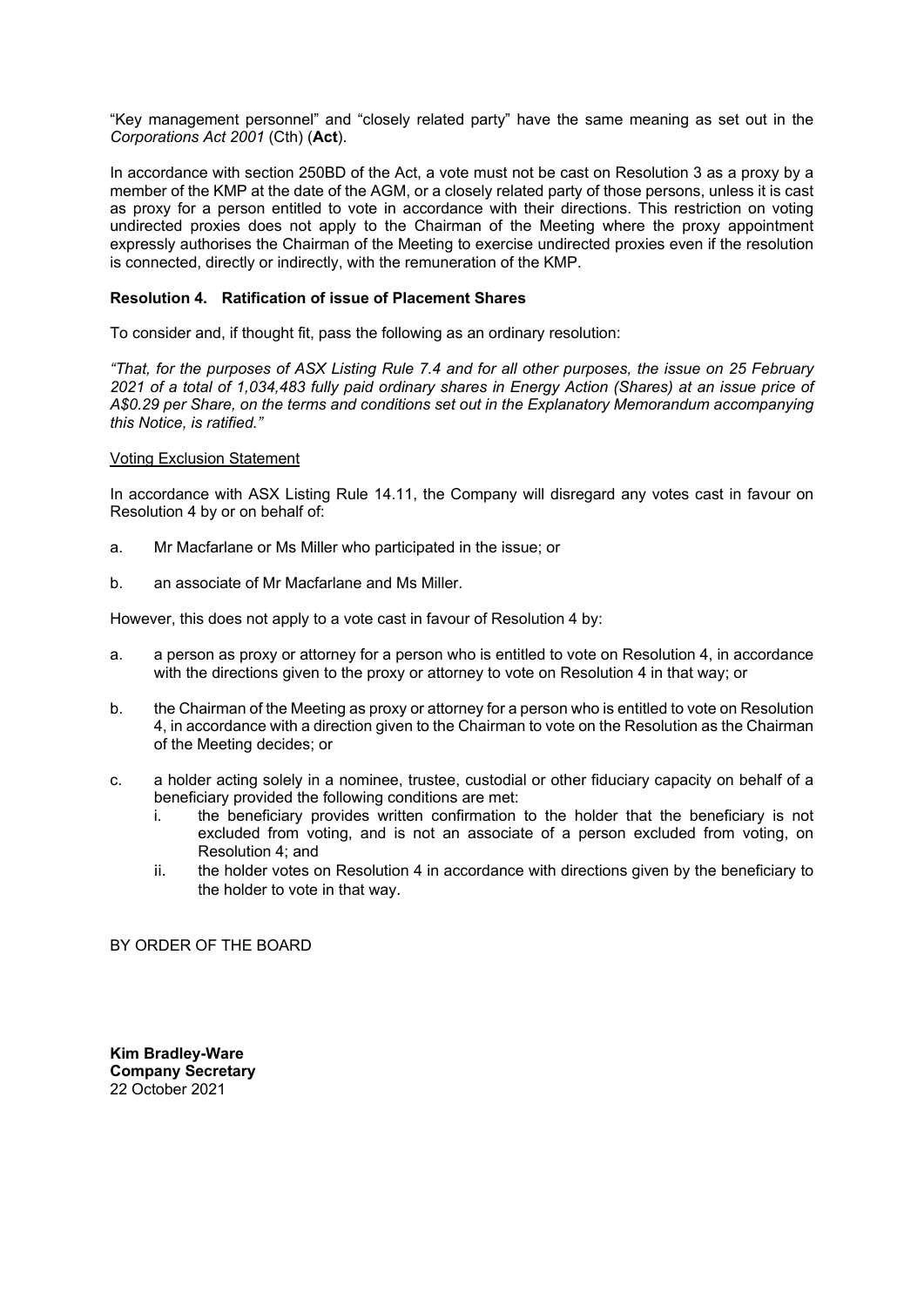"Key management personnel" and "closely related party" have the same meaning as set out in the *Corporations Act 2001* (Cth) (**Act**).

In accordance with section 250BD of the Act, a vote must not be cast on Resolution 3 as a proxy by a member of the KMP at the date of the AGM, or a closely related party of those persons, unless it is cast as proxy for a person entitled to vote in accordance with their directions. This restriction on voting undirected proxies does not apply to the Chairman of the Meeting where the proxy appointment expressly authorises the Chairman of the Meeting to exercise undirected proxies even if the resolution is connected, directly or indirectly, with the remuneration of the KMP.

**Resolution 4. Ratification of issue of Placement Shares**

To consider and, if thought fit, pass the following as an ordinary resolution:

*"That, for the purposes of ASX Listing Rule 7.4 and for all other purposes, the issue on 25 February 2021 of a total of 1,034,483 fully paid ordinary shares in Energy Action (Shares) at an issue price of A$0.29 per Share, on the terms and conditions set out in the Explanatory Memorandum accompanying this Notice, is ratified."*

Voting Exclusion Statement

In accordance with ASX Listing Rule 14.11, the Company will disregard any votes cast in favour on Resolution 4 by or on behalf of:

a. Mr Macfarlane or Ms Miller who participated in the issue; or

b. an associate of Mr Macfarlane and Ms Miller.

However, this does not apply to a vote cast in favour of Resolution 4 by:

a. a person as proxy or attorney for a person who is entitled to vote on Resolution 4, in accordance with the directions given to the proxy or attorney to vote on Resolution 4 in that way; or

b. the Chairman of the Meeting as proxy or attorney for a person who is entitled to vote on Resolution 4, in accordance with a direction given to the Chairman to vote on the Resolution as the Chairman of the Meeting decides; or

c. a holder acting solely in a nominee, trustee, custodial or other fiduciary capacity on behalf of a beneficiary provided the following conditions are met:
   i. the beneficiary provides written confirmation to the holder that the beneficiary is not excluded from voting, and is not an associate of a person excluded from voting, on Resolution 4; and
   ii. the holder votes on Resolution 4 in accordance with directions given by the beneficiary to the holder to vote in that way.

BY ORDER OF THE BOARD

**Kim Bradley-Ware**
**Company Secretary**
22 October 2021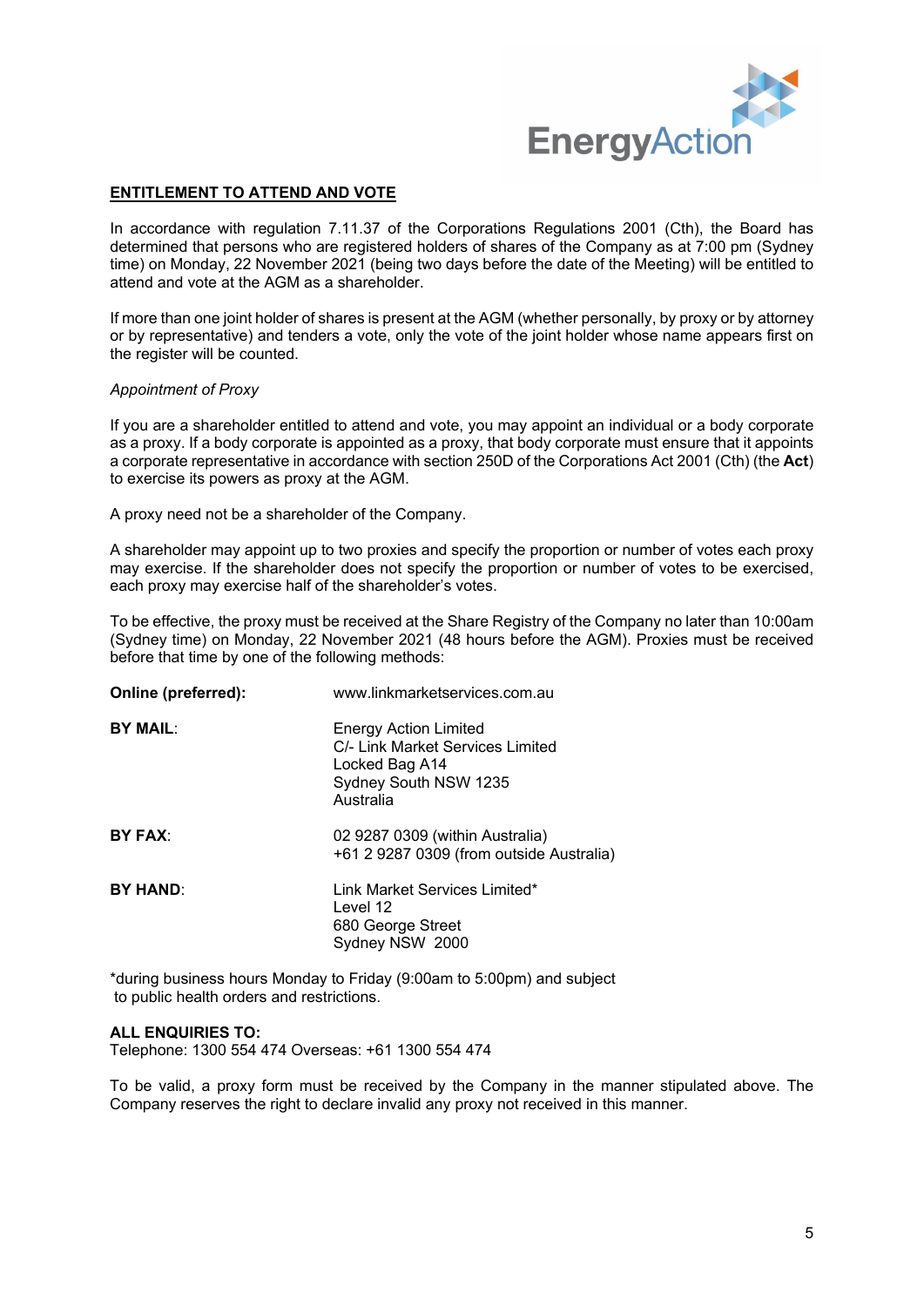## ENTITLEMENT TO ATTEND AND VOTE

In accordance with regulation 7.11.37 of the Corporations Regulations 2001 (Cth), the Board has determined that persons who are registered holders of shares of the Company as at 7:00 pm (Sydney time) on Monday, 22 November 2021 (being two days before the date of the Meeting) will be entitled to attend and vote at the AGM as a shareholder.

If more than one joint holder of shares is present at the AGM (whether personally, by proxy or by attorney or by representative) and tenders a vote, only the vote of the joint holder whose name appears first on the register will be counted.

*Appointment of Proxy*

If you are a shareholder entitled to attend and vote, you may appoint an individual or a body corporate as a proxy. If a body corporate is appointed as a proxy, that body corporate must ensure that it appoints a corporate representative in accordance with section 250D of the Corporations Act 2001 (Cth) (the **Act**) to exercise its powers as proxy at the AGM.

A proxy need not be a shareholder of the Company.

A shareholder may appoint up to two proxies and specify the proportion or number of votes each proxy may exercise. If the shareholder does not specify the proportion or number of votes to be exercised, each proxy may exercise half of the shareholder's votes.

To be effective, the proxy must be received at the Share Registry of the Company no later than 10:00am (Sydney time) on Monday, 22 November 2021 (48 hours before the AGM). Proxies must be received before that time by one of the following methods:

**Online (preferred):** www.linkmarketservices.com.au

**BY MAIL:**
Energy Action Limited
C/- Link Market Services Limited
Locked Bag A14
Sydney South NSW 1235
Australia

**BY FAX:**
02 9287 0309 (within Australia)
+61 2 9287 0309 (from outside Australia)

**BY HAND:**
Link Market Services Limited*
Level 12
680 George Street
Sydney NSW 2000

*during business hours Monday to Friday (9:00am to 5:00pm) and subject to public health orders and restrictions.

**ALL ENQUIRIES TO:**
Telephone: 1300 554 474 Overseas: +61 1300 554 474

To be valid, a proxy form must be received by the Company in the manner stipulated above. The Company reserves the right to declare invalid any proxy not received in this manner.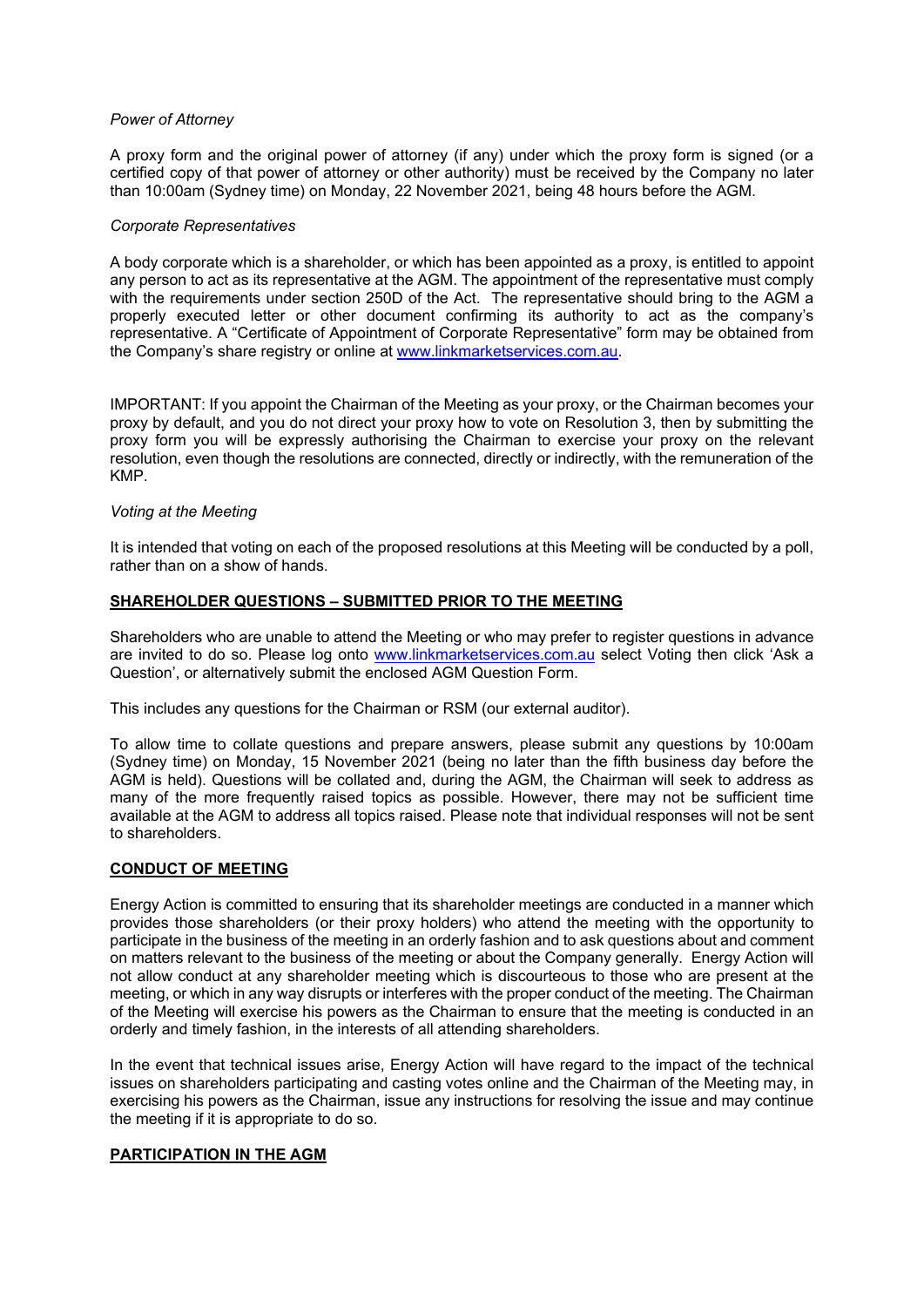*Power of Attorney*

A proxy form and the original power of attorney (if any) under which the proxy form is signed (or a certified copy of that power of attorney or other authority) must be received by the Company no later than 10:00am (Sydney time) on Monday, 22 November 2021, being 48 hours before the AGM.

*Corporate Representatives*

A body corporate which is a shareholder, or which has been appointed as a proxy, is entitled to appoint any person to act as its representative at the AGM. The appointment of the representative must comply with the requirements under section 250D of the Act. The representative should bring to the AGM a properly executed letter or other document confirming its authority to act as the company's representative. A "Certificate of Appointment of Corporate Representative" form may be obtained from the Company's share registry or online at [www.linkmarketservices.com.au](www.linkmarketservices.com.au).

IMPORTANT: If you appoint the Chairman of the Meeting as your proxy, or the Chairman becomes your proxy by default, and you do not direct your proxy how to vote on Resolution 3, then by submitting the proxy form you will be expressly authorising the Chairman to exercise your proxy on the relevant resolution, even though the resolutions are connected, directly or indirectly, with the remuneration of the KMP.

*Voting at the Meeting*

It is intended that voting on each of the proposed resolutions at this Meeting will be conducted by a poll, rather than on a show of hands.

**SHAREHOLDER QUESTIONS – SUBMITTED PRIOR TO THE MEETING**

Shareholders who are unable to attend the Meeting or who may prefer to register questions in advance are invited to do so. Please log onto [www.linkmarketservices.com.au](www.linkmarketservices.com.au) select Voting then click 'Ask a Question', or alternatively submit the enclosed AGM Question Form.

This includes any questions for the Chairman or RSM (our external auditor).

To allow time to collate questions and prepare answers, please submit any questions by 10:00am (Sydney time) on Monday, 15 November 2021 (being no later than the fifth business day before the AGM is held). Questions will be collated and, during the AGM, the Chairman will seek to address as many of the more frequently raised topics as possible. However, there may not be sufficient time available at the AGM to address all topics raised. Please note that individual responses will not be sent to shareholders.

**CONDUCT OF MEETING**

Energy Action is committed to ensuring that its shareholder meetings are conducted in a manner which provides those shareholders (or their proxy holders) who attend the meeting with the opportunity to participate in the business of the meeting in an orderly fashion and to ask questions about and comment on matters relevant to the business of the meeting or about the Company generally. Energy Action will not allow conduct at any shareholder meeting which is discourteous to those who are present at the meeting, or which in any way disrupts or interferes with the proper conduct of the meeting. The Chairman of the Meeting will exercise his powers as the Chairman to ensure that the meeting is conducted in an orderly and timely fashion, in the interests of all attending shareholders.

In the event that technical issues arise, Energy Action will have regard to the impact of the technical issues on shareholders participating and casting votes online and the Chairman of the Meeting may, in exercising his powers as the Chairman, issue any instructions for resolving the issue and may continue the meeting if it is appropriate to do so.

**PARTICIPATION IN THE AGM**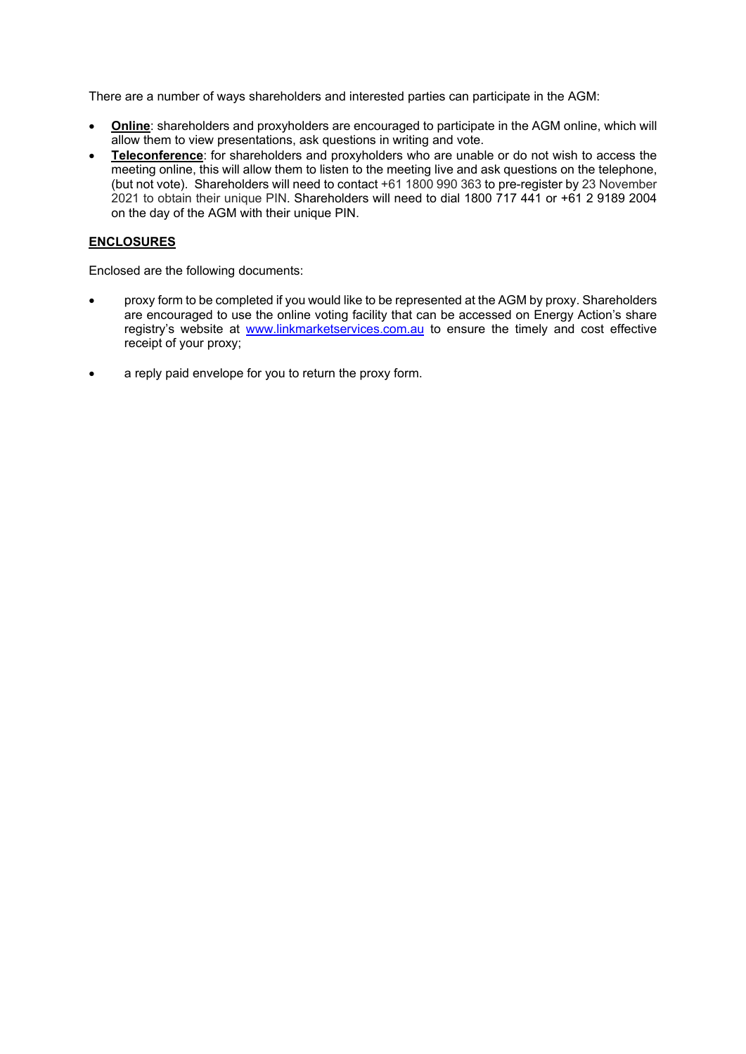There are a number of ways shareholders and interested parties can participate in the AGM:

- **Online**: shareholders and proxyholders are encouraged to participate in the AGM online, which will allow them to view presentations, ask questions in writing and vote.
- **Teleconference**: for shareholders and proxyholders who are unable or do not wish to access the meeting online, this will allow them to listen to the meeting live and ask questions on the telephone, (but not vote). Shareholders will need to contact +61 1800 990 363 to pre-register by 23 November 2021 to obtain their unique PIN. Shareholders will need to dial 1800 717 441 or +61 2 9189 2004 on the day of the AGM with their unique PIN.

**ENCLOSURES**

Enclosed are the following documents:

- proxy form to be completed if you would like to be represented at the AGM by proxy. Shareholders are encouraged to use the online voting facility that can be accessed on Energy Action's share registry's website at www.linkmarketservices.com.au to ensure the timely and cost effective receipt of your proxy;
- a reply paid envelope for you to return the proxy form.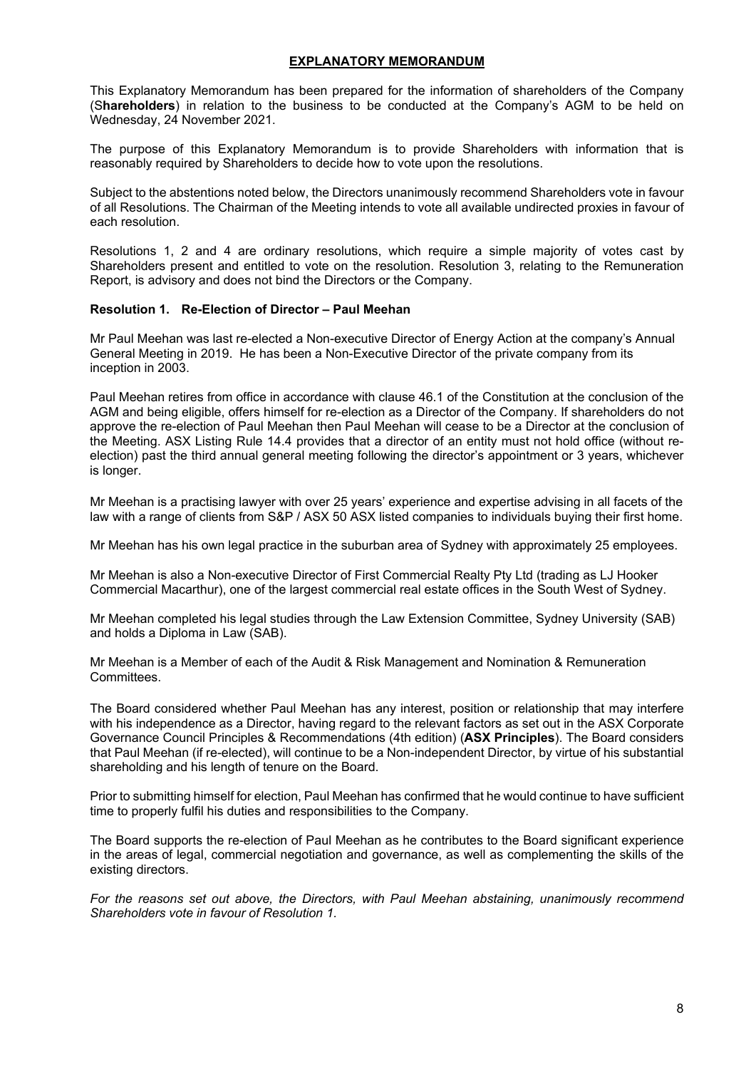## EXPLANATORY MEMORANDUM

This Explanatory Memorandum has been prepared for the information of shareholders of the Company (S**hareholders**) in relation to the business to be conducted at the Company's AGM to be held on Wednesday, 24 November 2021.

The purpose of this Explanatory Memorandum is to provide Shareholders with information that is reasonably required by Shareholders to decide how to vote upon the resolutions.

Subject to the abstentions noted below, the Directors unanimously recommend Shareholders vote in favour of all Resolutions. The Chairman of the Meeting intends to vote all available undirected proxies in favour of each resolution.

Resolutions 1, 2 and 4 are ordinary resolutions, which require a simple majority of votes cast by Shareholders present and entitled to vote on the resolution. Resolution 3, relating to the Remuneration Report, is advisory and does not bind the Directors or the Company.

### Resolution 1. Re-Election of Director – Paul Meehan

Mr Paul Meehan was last re-elected a Non-executive Director of Energy Action at the company's Annual General Meeting in 2019. He has been a Non-Executive Director of the private company from its inception in 2003.

Paul Meehan retires from office in accordance with clause 46.1 of the Constitution at the conclusion of the AGM and being eligible, offers himself for re-election as a Director of the Company. If shareholders do not approve the re-election of Paul Meehan then Paul Meehan will cease to be a Director at the conclusion of the Meeting. ASX Listing Rule 14.4 provides that a director of an entity must not hold office (without re-election) past the third annual general meeting following the director's appointment or 3 years, whichever is longer.

Mr Meehan is a practising lawyer with over 25 years' experience and expertise advising in all facets of the law with a range of clients from S&P / ASX 50 ASX listed companies to individuals buying their first home.

Mr Meehan has his own legal practice in the suburban area of Sydney with approximately 25 employees.

Mr Meehan is also a Non-executive Director of First Commercial Realty Pty Ltd (trading as LJ Hooker Commercial Macarthur), one of the largest commercial real estate offices in the South West of Sydney.

Mr Meehan completed his legal studies through the Law Extension Committee, Sydney University (SAB) and holds a Diploma in Law (SAB).

Mr Meehan is a Member of each of the Audit & Risk Management and Nomination & Remuneration Committees.

The Board considered whether Paul Meehan has any interest, position or relationship that may interfere with his independence as a Director, having regard to the relevant factors as set out in the ASX Corporate Governance Council Principles & Recommendations (4th edition) (**ASX Principles**). The Board considers that Paul Meehan (if re-elected), will continue to be a Non-independent Director, by virtue of his substantial shareholding and his length of tenure on the Board.

Prior to submitting himself for election, Paul Meehan has confirmed that he would continue to have sufficient time to properly fulfil his duties and responsibilities to the Company.

The Board supports the re-election of Paul Meehan as he contributes to the Board significant experience in the areas of legal, commercial negotiation and governance, as well as complementing the skills of the existing directors.

*For the reasons set out above, the Directors, with Paul Meehan abstaining, unanimously recommend Shareholders vote in favour of Resolution 1.*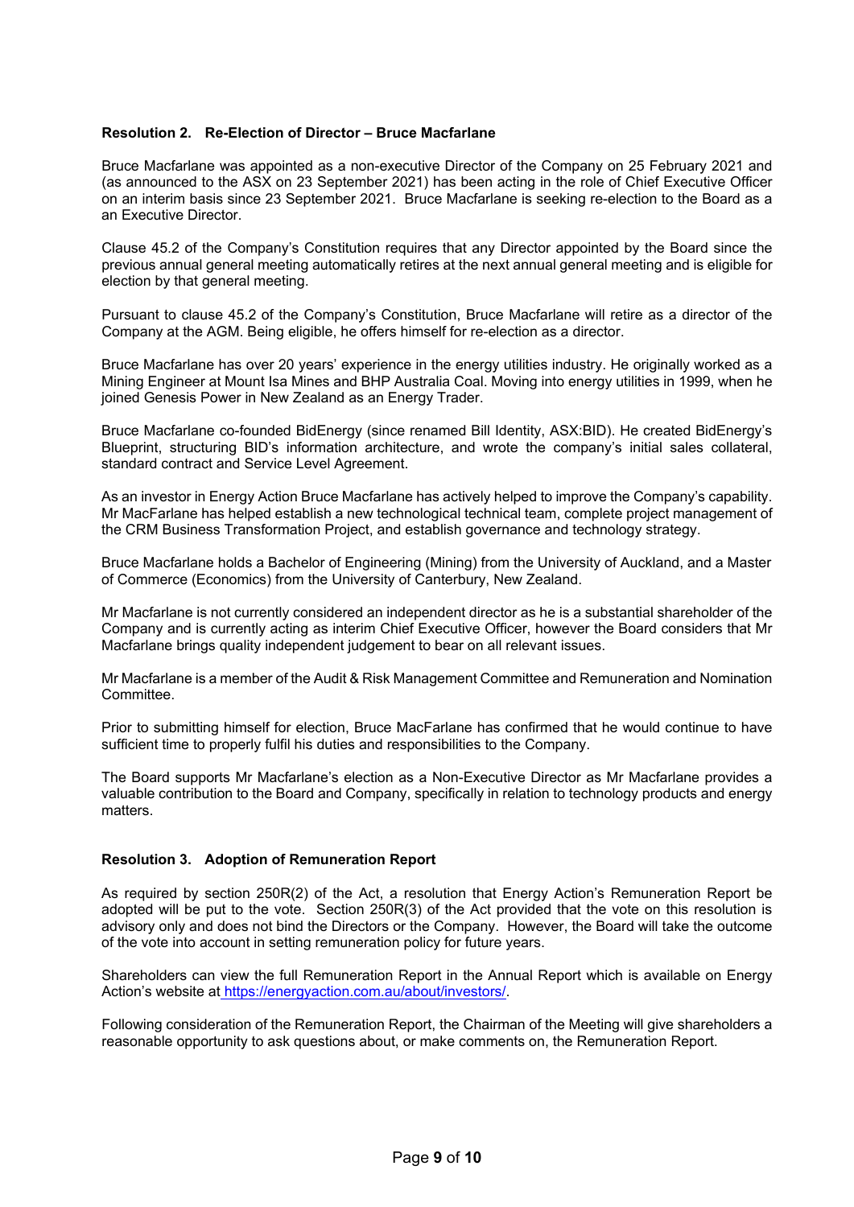**Resolution 2. Re-Election of Director – Bruce Macfarlane**

Bruce Macfarlane was appointed as a non-executive Director of the Company on 25 February 2021 and (as announced to the ASX on 23 September 2021) has been acting in the role of Chief Executive Officer on an interim basis since 23 September 2021. Bruce Macfarlane is seeking re-election to the Board as a an Executive Director.

Clause 45.2 of the Company's Constitution requires that any Director appointed by the Board since the previous annual general meeting automatically retires at the next annual general meeting and is eligible for election by that general meeting.

Pursuant to clause 45.2 of the Company's Constitution, Bruce Macfarlane will retire as a director of the Company at the AGM. Being eligible, he offers himself for re-election as a director.

Bruce Macfarlane has over 20 years' experience in the energy utilities industry. He originally worked as a Mining Engineer at Mount Isa Mines and BHP Australia Coal. Moving into energy utilities in 1999, when he joined Genesis Power in New Zealand as an Energy Trader.

Bruce Macfarlane co-founded BidEnergy (since renamed Bill Identity, ASX:BID). He created BidEnergy's Blueprint, structuring BID's information architecture, and wrote the company's initial sales collateral, standard contract and Service Level Agreement.

As an investor in Energy Action Bruce Macfarlane has actively helped to improve the Company's capability. Mr MacFarlane has helped establish a new technological technical team, complete project management of the CRM Business Transformation Project, and establish governance and technology strategy.

Bruce Macfarlane holds a Bachelor of Engineering (Mining) from the University of Auckland, and a Master of Commerce (Economics) from the University of Canterbury, New Zealand.

Mr Macfarlane is not currently considered an independent director as he is a substantial shareholder of the Company and is currently acting as interim Chief Executive Officer, however the Board considers that Mr Macfarlane brings quality independent judgement to bear on all relevant issues.

Mr Macfarlane is a member of the Audit & Risk Management Committee and Remuneration and Nomination Committee.

Prior to submitting himself for election, Bruce MacFarlane has confirmed that he would continue to have sufficient time to properly fulfil his duties and responsibilities to the Company.

The Board supports Mr Macfarlane's election as a Non-Executive Director as Mr Macfarlane provides a valuable contribution to the Board and Company, specifically in relation to technology products and energy matters.

**Resolution 3. Adoption of Remuneration Report**

As required by section 250R(2) of the Act, a resolution that Energy Action's Remuneration Report be adopted will be put to the vote. Section 250R(3) of the Act provided that the vote on this resolution is advisory only and does not bind the Directors or the Company. However, the Board will take the outcome of the vote into account in setting remuneration policy for future years.

Shareholders can view the full Remuneration Report in the Annual Report which is available on Energy Action's website at https://energyaction.com.au/about/investors/.

Following consideration of the Remuneration Report, the Chairman of the Meeting will give shareholders a reasonable opportunity to ask questions about, or make comments on, the Remuneration Report.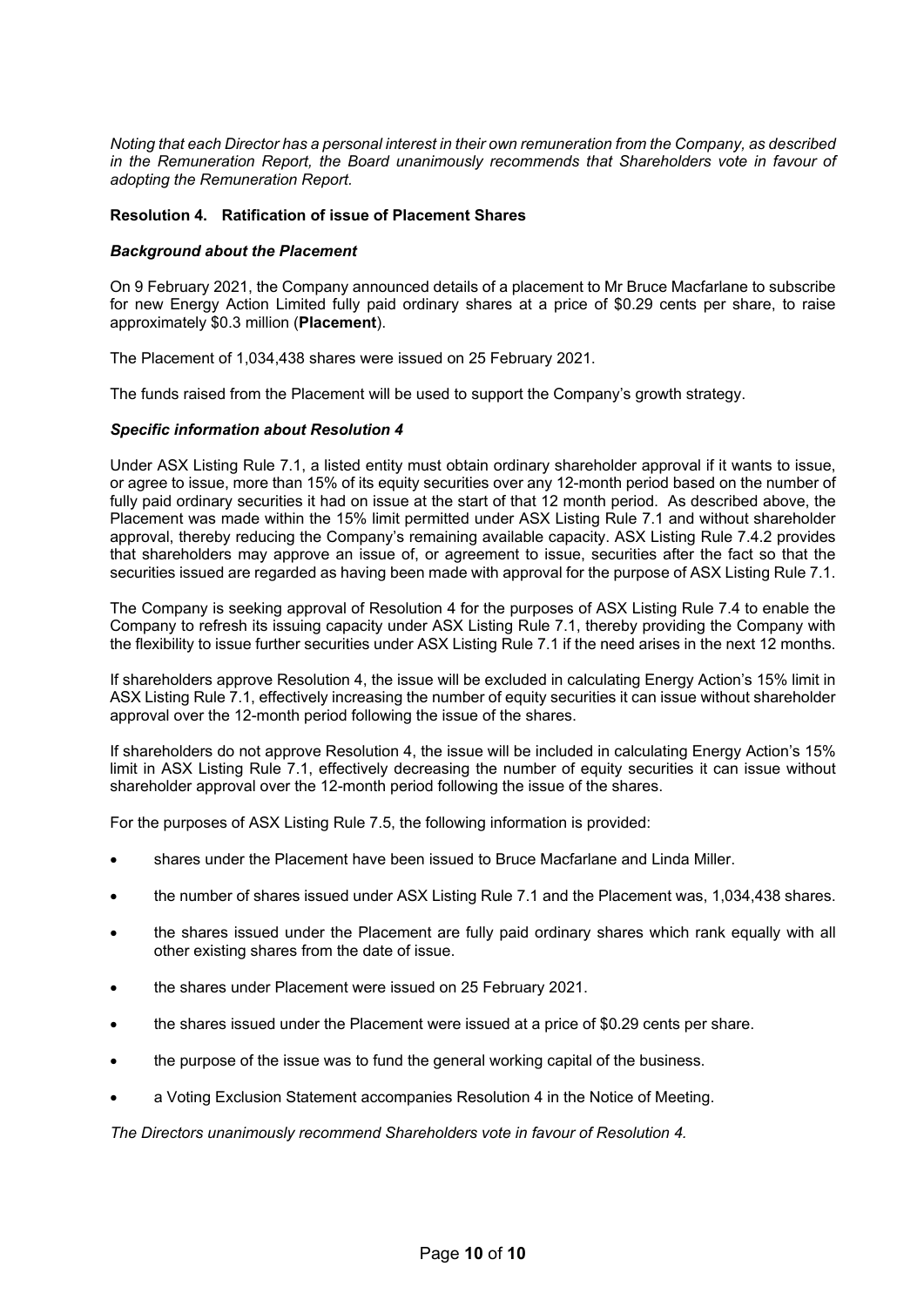*Noting that each Director has a personal interest in their own remuneration from the Company, as described in the Remuneration Report, the Board unanimously recommends that Shareholders vote in favour of adopting the Remuneration Report.*

**Resolution 4. Ratification of issue of Placement Shares**

***Background about the Placement***

On 9 February 2021, the Company announced details of a placement to Mr Bruce Macfarlane to subscribe for new Energy Action Limited fully paid ordinary shares at a price of $0.29 cents per share, to raise approximately $0.3 million (**Placement**).

The Placement of 1,034,438 shares were issued on 25 February 2021.

The funds raised from the Placement will be used to support the Company's growth strategy.

***Specific information about Resolution 4***

Under ASX Listing Rule 7.1, a listed entity must obtain ordinary shareholder approval if it wants to issue, or agree to issue, more than 15% of its equity securities over any 12-month period based on the number of fully paid ordinary securities it had on issue at the start of that 12 month period. As described above, the Placement was made within the 15% limit permitted under ASX Listing Rule 7.1 and without shareholder approval, thereby reducing the Company's remaining available capacity. ASX Listing Rule 7.4.2 provides that shareholders may approve an issue of, or agreement to issue, securities after the fact so that the securities issued are regarded as having been made with approval for the purpose of ASX Listing Rule 7.1.

The Company is seeking approval of Resolution 4 for the purposes of ASX Listing Rule 7.4 to enable the Company to refresh its issuing capacity under ASX Listing Rule 7.1, thereby providing the Company with the flexibility to issue further securities under ASX Listing Rule 7.1 if the need arises in the next 12 months.

If shareholders approve Resolution 4, the issue will be excluded in calculating Energy Action's 15% limit in ASX Listing Rule 7.1, effectively increasing the number of equity securities it can issue without shareholder approval over the 12-month period following the issue of the shares.

If shareholders do not approve Resolution 4, the issue will be included in calculating Energy Action's 15% limit in ASX Listing Rule 7.1, effectively decreasing the number of equity securities it can issue without shareholder approval over the 12-month period following the issue of the shares.

For the purposes of ASX Listing Rule 7.5, the following information is provided:

- shares under the Placement have been issued to Bruce Macfarlane and Linda Miller.
- the number of shares issued under ASX Listing Rule 7.1 and the Placement was, 1,034,438 shares.
- the shares issued under the Placement are fully paid ordinary shares which rank equally with all other existing shares from the date of issue.
- the shares under Placement were issued on 25 February 2021.
- the shares issued under the Placement were issued at a price of $0.29 cents per share.
- the purpose of the issue was to fund the general working capital of the business.
- a Voting Exclusion Statement accompanies Resolution 4 in the Notice of Meeting.

*The Directors unanimously recommend Shareholders vote in favour of Resolution 4.*